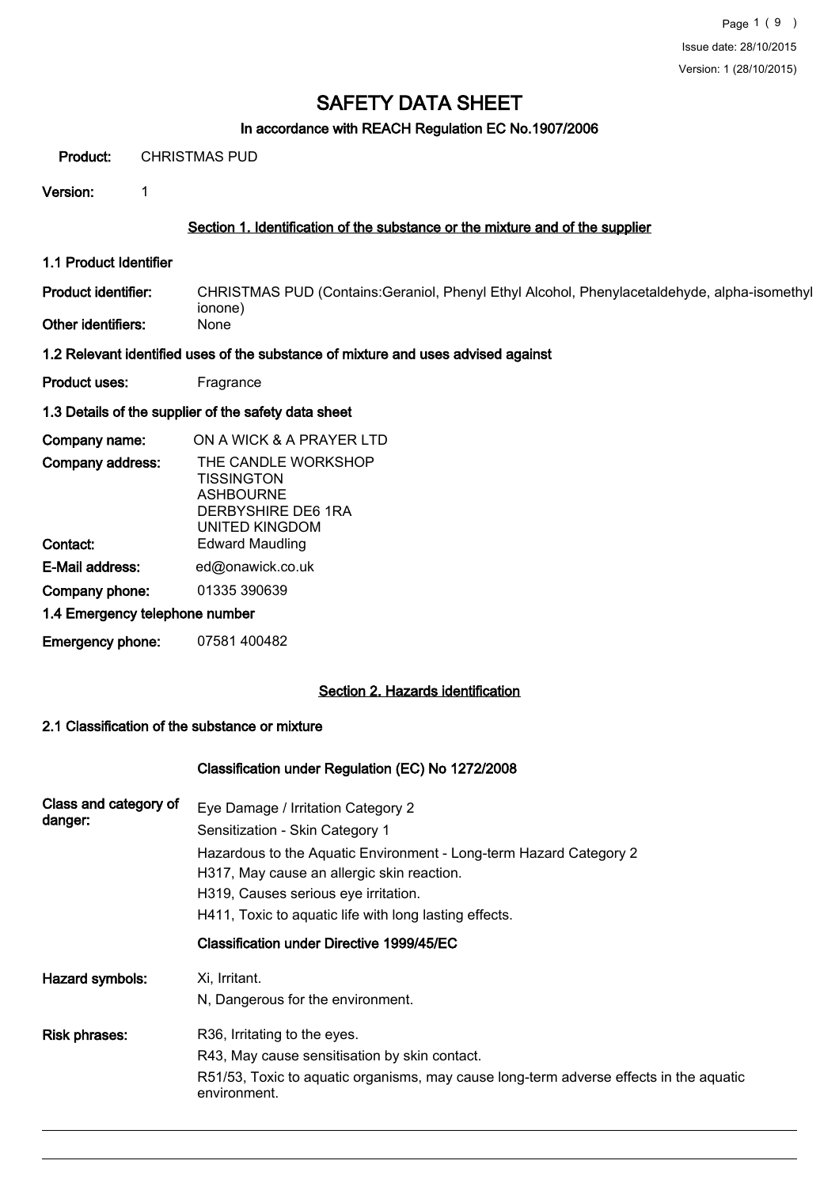# SAFETY DATA SHEET

## In accordance with REACH Regulation EC No.1907/2006

**Product:** CHRISTMAS PUD

**Version:** 1

## Section 1. Identification of the substance or the mixture and of the supplier

### 1.1 Product Identifier

**Product identifier:** CHRISTMAS PUD (Contains:Geraniol, Phenyl Ethyl Alcohol, Phenylacetaldehyde, alpha-isomethyl ionone)

**Other identifiers:** None

### 1.2 Relevant identified uses of the substance of mixture and uses advised against

**Product uses:** Fragrance

### 1.3 Details of the supplier of the safety data sheet

**Company name:** ON A WICK & A PRAYER LTD

**Company address:** THE CANDLE WORKSHOP
TISSINGTON
ASHBOURNE
DERBYSHIRE DE6 1RA
UNITED KINGDOM

**Contact:** Edward Maudling

**E-Mail address:** ed@onawick.co.uk

**Company phone:** 01335 390639

### 1.4 Emergency telephone number

**Emergency phone:** 07581 400482

## Section 2. Hazards identification

### 2.1 Classification of the substance or mixture

**Classification under Regulation (EC) No 1272/2008**

**Class and category of danger:**
Eye Damage / Irritation Category 2
Sensitization - Skin Category 1
Hazardous to the Aquatic Environment - Long-term Hazard Category 2
H317, May cause an allergic skin reaction.
H319, Causes serious eye irritation.
H411, Toxic to aquatic life with long lasting effects.

**Classification under Directive 1999/45/EC**

**Hazard symbols:**
Xi, Irritant.
N, Dangerous for the environment.

**Risk phrases:**
R36, Irritating to the eyes.
R43, May cause sensitisation by skin contact.
R51/53, Toxic to aquatic organisms, may cause long-term adverse effects in the aquatic environment.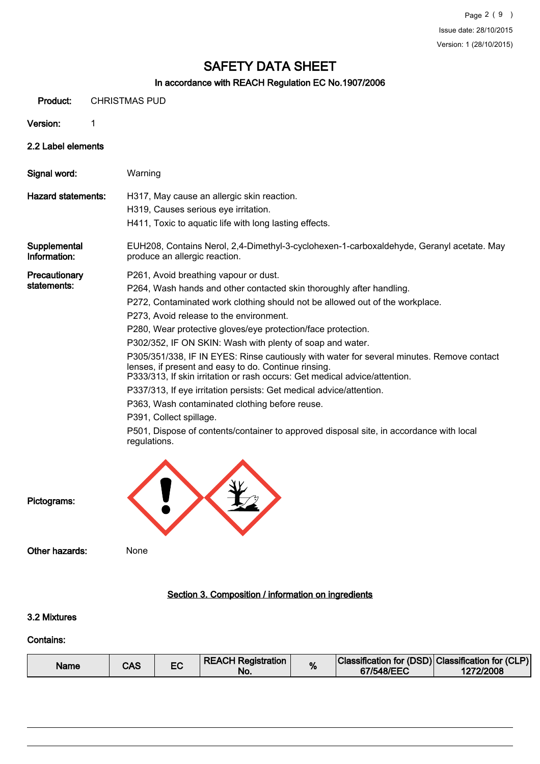# SAFETY DATA SHEET

## In accordance with REACH Regulation EC No.1907/2006

**Product:** CHRISTMAS PUD

**Version:** 1

### 2.2 Label elements

**Signal word:** Warning

**Hazard statements:**
H317, May cause an allergic skin reaction.
H319, Causes serious eye irritation.
H411, Toxic to aquatic life with long lasting effects.

**Supplemental Information:** EUH208, Contains Nerol, 2,4-Dimethyl-3-cyclohexen-1-carboxaldehyde, Geranyl acetate. May produce an allergic reaction.

**Precautionary statements:**
P261, Avoid breathing vapour or dust.
P264, Wash hands and other contacted skin thoroughly after handling.
P272, Contaminated work clothing should not be allowed out of the workplace.
P273, Avoid release to the environment.
P280, Wear protective gloves/eye protection/face protection.
P302/352, IF ON SKIN: Wash with plenty of soap and water.
P305/351/338, IF IN EYES: Rinse cautiously with water for several minutes. Remove contact lenses, if present and easy to do. Continue rinsing.
P333/313, If skin irritation or rash occurs: Get medical advice/attention.
P337/313, If eye irritation persists: Get medical advice/attention.
P363, Wash contaminated clothing before reuse.
P391, Collect spillage.
P501, Dispose of contents/container to approved disposal site, in accordance with local regulations.

**Pictograms:**

**Other hazards:** None

## Section 3. Composition / information on ingredients

### 3.2 Mixtures

**Contains:**

| Name | CAS | EC | REACH Registration No. | % | Classification for (DSD) 67/548/EEC | Classification for (CLP) 1272/2008 |
|---|---|---|---|---|---|---|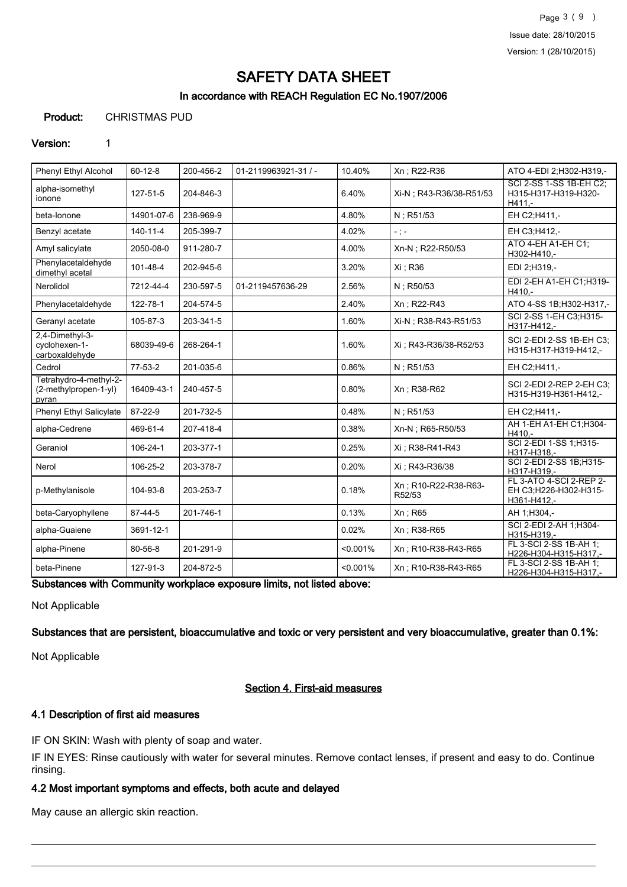# SAFETY DATA SHEET

## In accordance with REACH Regulation EC No.1907/2006

**Product:** CHRISTMAS PUD

**Version:** 1

| | | | | | | |
|---|---|---|---|---|---|---|
| Phenyl Ethyl Alcohol | 60-12-8 | 200-456-2 | 01-2119963921-31 / - | 10.40% | Xn ; R22-R36 | ATO 4-EDI 2;H302-H319,- |
| alpha-isomethyl ionone | 127-51-5 | 204-846-3 | | 6.40% | Xi-N ; R43-R36/38-R51/53 | SCI 2-SS 1-SS 1B-EH C2; H315-H317-H319-H320-H411,- |
| beta-Ionone | 14901-07-6 | 238-969-9 | | 4.80% | N ; R51/53 | EH C2;H411,- |
| Benzyl acetate | 140-11-4 | 205-399-7 | | 4.02% | - ; - | EH C3;H412,- |
| Amyl salicylate | 2050-08-0 | 911-280-7 | | 4.00% | Xn-N ; R22-R50/53 | ATO 4-EH A1-EH C1; H302-H410,- |
| Phenylacetaldehyde dimethyl acetal | 101-48-4 | 202-945-6 | | 3.20% | Xi ; R36 | EDI 2;H319,- |
| Nerolidol | 7212-44-4 | 230-597-5 | 01-2119457636-29 | 2.56% | N ; R50/53 | EDI 2-EH A1-EH C1;H319-H410,- |
| Phenylacetaldehyde | 122-78-1 | 204-574-5 | | 2.40% | Xn ; R22-R43 | ATO 4-SS 1B;H302-H317,- |
| Geranyl acetate | 105-87-3 | 203-341-5 | | 1.60% | Xi-N ; R38-R43-R51/53 | SCI 2-SS 1-EH C3;H315-H317-H412,- |
| 2,4-Dimethyl-3-cyclohexen-1-carboxaldehyde | 68039-49-6 | 268-264-1 | | 1.60% | Xi ; R43-R36/38-R52/53 | SCI 2-EDI 2-SS 1B-EH C3; H315-H317-H319-H412,- |
| Cedrol | 77-53-2 | 201-035-6 | | 0.86% | N ; R51/53 | EH C2;H411,- |
| Tetrahydro-4-methyl-2-(2-methylpropen-1-yl) pyran | 16409-43-1 | 240-457-5 | | 0.80% | Xn ; R38-R62 | SCI 2-EDI 2-REP 2-EH C3; H315-H319-H361-H412,- |
| Phenyl Ethyl Salicylate | 87-22-9 | 201-732-5 | | 0.48% | N ; R51/53 | EH C2;H411,- |
| alpha-Cedrene | 469-61-4 | 207-418-4 | | 0.38% | Xn-N ; R65-R50/53 | AH 1-EH A1-EH C1;H304-H410,- |
| Geraniol | 106-24-1 | 203-377-1 | | 0.25% | Xi ; R38-R41-R43 | SCI 2-EDI 1-SS 1;H315-H317-H318,- |
| Nerol | 106-25-2 | 203-378-7 | | 0.20% | Xi ; R43-R36/38 | SCI 2-EDI 2-SS 1B;H315-H317-H319,- |
| p-Methylanisole | 104-93-8 | 203-253-7 | | 0.18% | Xn ; R10-R22-R38-R63-R52/53 | FL 3-ATO 4-SCI 2-REP 2-EH C3;H226-H302-H315-H361-H412,- |
| beta-Caryophyllene | 87-44-5 | 201-746-1 | | 0.13% | Xn ; R65 | AH 1;H304,- |
| alpha-Guaiene | 3691-12-1 | | | 0.02% | Xn ; R38-R65 | SCI 2-EDI 2-AH 1;H304-H315-H319,- |
| alpha-Pinene | 80-56-8 | 201-291-9 | | <0.001% | Xn ; R10-R38-R43-R65 | FL 3-SCI 2-SS 1B-AH 1; H226-H304-H315-H317,- |
| beta-Pinene | 127-91-3 | 204-872-5 | | <0.001% | Xn ; R10-R38-R43-R65 | FL 3-SCI 2-SS 1B-AH 1; H226-H304-H315-H317,- |

**Substances with Community workplace exposure limits, not listed above:**

Not Applicable

**Substances that are persistent, bioaccumulative and toxic or very persistent and very bioaccumulative, greater than 0.1%:**

Not Applicable

## Section 4. First-aid measures

### 4.1 Description of first aid measures

IF ON SKIN: Wash with plenty of soap and water.

IF IN EYES: Rinse cautiously with water for several minutes. Remove contact lenses, if present and easy to do. Continue rinsing.

### 4.2 Most important symptoms and effects, both acute and delayed

May cause an allergic skin reaction.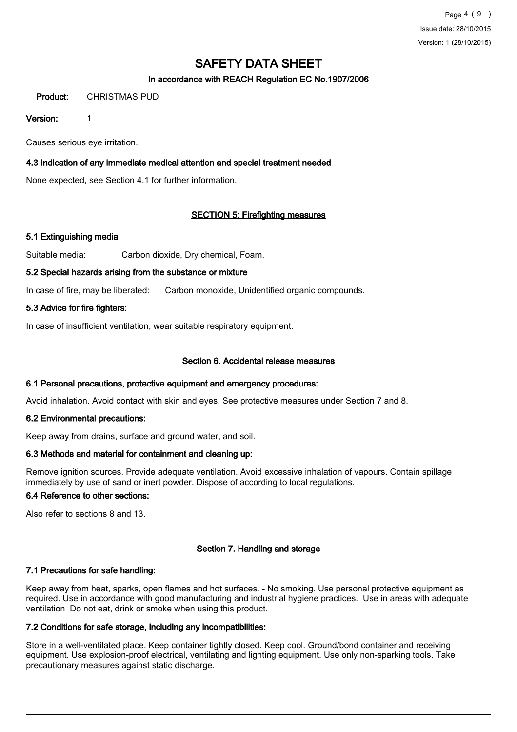# SAFETY DATA SHEET

**In accordance with REACH Regulation EC No.1907/2006**

**Product:** CHRISTMAS PUD

**Version:** 1

Causes serious eye irritation.

### 4.3 Indication of any immediate medical attention and special treatment needed

None expected, see Section 4.1 for further information.

## SECTION 5: Firefighting measures

### 5.1 Extinguishing media

Suitable media: Carbon dioxide, Dry chemical, Foam.

### 5.2 Special hazards arising from the substance or mixture

In case of fire, may be liberated: Carbon monoxide, Unidentified organic compounds.

### 5.3 Advice for fire fighters:

In case of insufficient ventilation, wear suitable respiratory equipment.

## Section 6. Accidental release measures

### 6.1 Personal precautions, protective equipment and emergency procedures:

Avoid inhalation. Avoid contact with skin and eyes. See protective measures under Section 7 and 8.

### 6.2 Environmental precautions:

Keep away from drains, surface and ground water, and soil.

### 6.3 Methods and material for containment and cleaning up:

Remove ignition sources. Provide adequate ventilation. Avoid excessive inhalation of vapours. Contain spillage immediately by use of sand or inert powder. Dispose of according to local regulations.

### 6.4 Reference to other sections:

Also refer to sections 8 and 13.

## Section 7. Handling and storage

### 7.1 Precautions for safe handling:

Keep away from heat, sparks, open flames and hot surfaces. - No smoking. Use personal protective equipment as required. Use in accordance with good manufacturing and industrial hygiene practices. Use in areas with adequate ventilation Do not eat, drink or smoke when using this product.

### 7.2 Conditions for safe storage, including any incompatibilities:

Store in a well-ventilated place. Keep container tightly closed. Keep cool. Ground/bond container and receiving equipment. Use explosion-proof electrical, ventilating and lighting equipment. Use only non-sparking tools. Take precautionary measures against static discharge.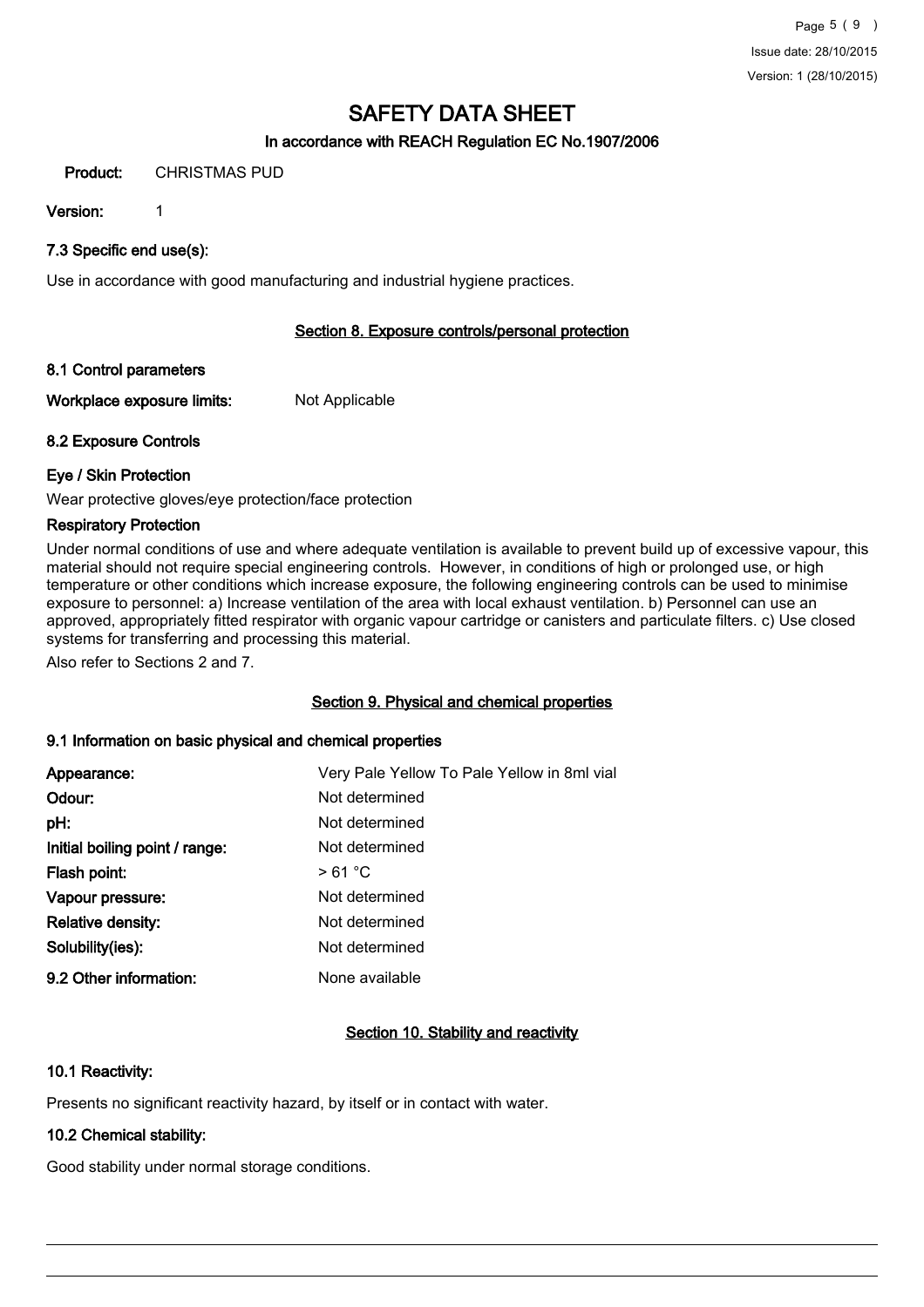# SAFETY DATA SHEET

## In accordance with REACH Regulation EC No.1907/2006

**Product:** CHRISTMAS PUD

**Version:** 1

### 7.3 Specific end use(s):

Use in accordance with good manufacturing and industrial hygiene practices.

## Section 8. Exposure controls/personal protection

### 8.1 Control parameters

**Workplace exposure limits:** Not Applicable

### 8.2 Exposure Controls

**Eye / Skin Protection**

Wear protective gloves/eye protection/face protection

**Respiratory Protection**

Under normal conditions of use and where adequate ventilation is available to prevent build up of excessive vapour, this material should not require special engineering controls. However, in conditions of high or prolonged use, or high temperature or other conditions which increase exposure, the following engineering controls can be used to minimise exposure to personnel: a) Increase ventilation of the area with local exhaust ventilation. b) Personnel can use an approved, appropriately fitted respirator with organic vapour cartridge or canisters and particulate filters. c) Use closed systems for transferring and processing this material.

Also refer to Sections 2 and 7.

## Section 9. Physical and chemical properties

### 9.1 Information on basic physical and chemical properties

| | |
|---|---|
| **Appearance:** | Very Pale Yellow To Pale Yellow in 8ml vial |
| **Odour:** | Not determined |
| **pH:** | Not determined |
| **Initial boiling point / range:** | Not determined |
| **Flash point:** | > 61 °C |
| **Vapour pressure:** | Not determined |
| **Relative density:** | Not determined |
| **Solubility(ies):** | Not determined |
| **9.2 Other information:** | None available |

## Section 10. Stability and reactivity

### 10.1 Reactivity:

Presents no significant reactivity hazard, by itself or in contact with water.

### 10.2 Chemical stability:

Good stability under normal storage conditions.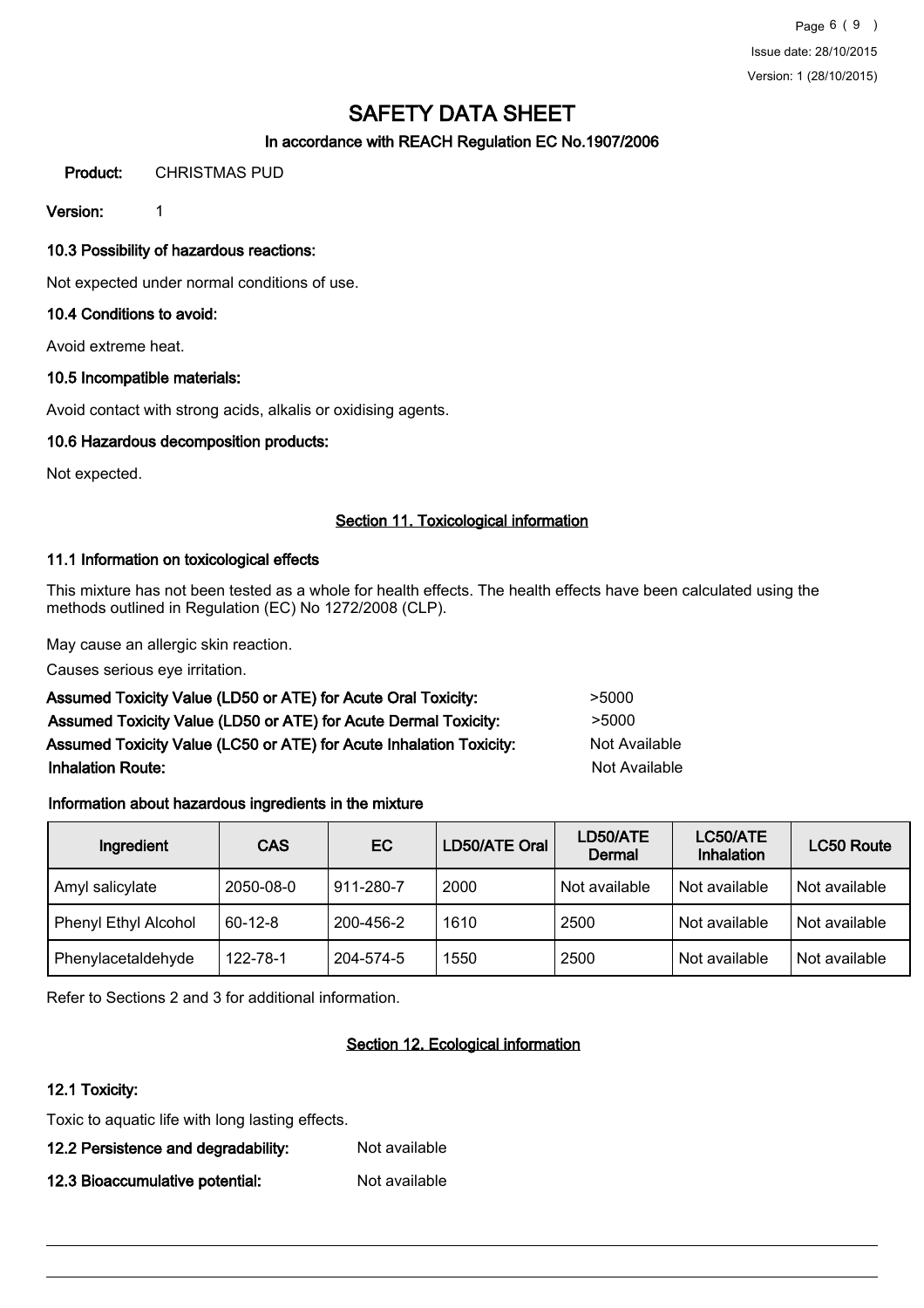# SAFETY DATA SHEET

**In accordance with REACH Regulation EC No.1907/2006**

**Product:** CHRISTMAS PUD

**Version:** 1

### 10.3 Possibility of hazardous reactions:

Not expected under normal conditions of use.

### 10.4 Conditions to avoid:

Avoid extreme heat.

### 10.5 Incompatible materials:

Avoid contact with strong acids, alkalis or oxidising agents.

### 10.6 Hazardous decomposition products:

Not expected.

## Section 11. Toxicological information

### 11.1 Information on toxicological effects

This mixture has not been tested as a whole for health effects. The health effects have been calculated using the methods outlined in Regulation (EC) No 1272/2008 (CLP).

May cause an allergic skin reaction.

Causes serious eye irritation.

**Assumed Toxicity Value (LD50 or ATE) for Acute Oral Toxicity:** >5000

**Assumed Toxicity Value (LD50 or ATE) for Acute Dermal Toxicity:** >5000

**Assumed Toxicity Value (LC50 or ATE) for Acute Inhalation Toxicity:** Not Available

**Inhalation Route:** Not Available

**Information about hazardous ingredients in the mixture**

| Ingredient | CAS | EC | LD50/ATE Oral | LD50/ATE Dermal | LC50/ATE Inhalation | LC50 Route |
|---|---|---|---|---|---|---|
| Amyl salicylate | 2050-08-0 | 911-280-7 | 2000 | Not available | Not available | Not available |
| Phenyl Ethyl Alcohol | 60-12-8 | 200-456-2 | 1610 | 2500 | Not available | Not available |
| Phenylacetaldehyde | 122-78-1 | 204-574-5 | 1550 | 2500 | Not available | Not available |

Refer to Sections 2 and 3 for additional information.

## Section 12. Ecological information

### 12.1 Toxicity:

Toxic to aquatic life with long lasting effects.

**12.2 Persistence and degradability:** Not available

**12.3 Bioaccumulative potential:** Not available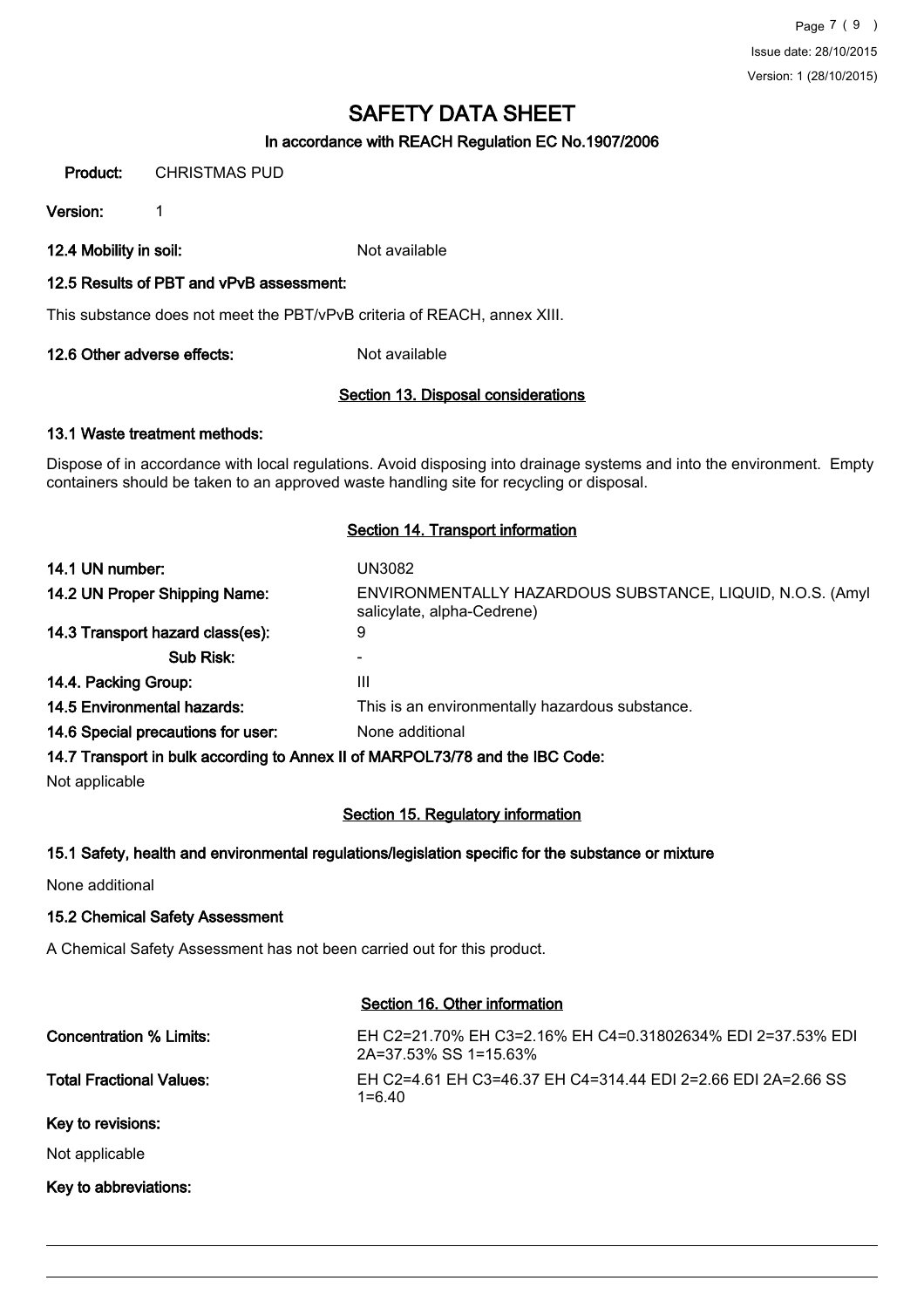# SAFETY DATA SHEET

### In accordance with REACH Regulation EC No.1907/2006

**Product:** CHRISTMAS PUD

**Version:** 1

**12.4 Mobility in soil:** Not available

**12.5 Results of PBT and vPvB assessment:**

This substance does not meet the PBT/vPvB criteria of REACH, annex XIII.

**12.6 Other adverse effects:** Not available

## Section 13. Disposal considerations

**13.1 Waste treatment methods:**

Dispose of in accordance with local regulations. Avoid disposing into drainage systems and into the environment. Empty containers should be taken to an approved waste handling site for recycling or disposal.

## Section 14. Transport information

| | |
|---|---|
| **14.1 UN number:** | UN3082 |
| **14.2 UN Proper Shipping Name:** | ENVIRONMENTALLY HAZARDOUS SUBSTANCE, LIQUID, N.O.S. (Amyl salicylate, alpha-Cedrene) |
| **14.3 Transport hazard class(es):** | 9 |
| **Sub Risk:** | - |
| **14.4. Packing Group:** | III |
| **14.5 Environmental hazards:** | This is an environmentally hazardous substance. |
| **14.6 Special precautions for user:** | None additional |

**14.7 Transport in bulk according to Annex II of MARPOL73/78 and the IBC Code:**

Not applicable

## Section 15. Regulatory information

**15.1 Safety, health and environmental regulations/legislation specific for the substance or mixture**

None additional

**15.2 Chemical Safety Assessment**

A Chemical Safety Assessment has not been carried out for this product.

## Section 16. Other information

| | |
|---|---|
| **Concentration % Limits:** | EH C2=21.70% EH C3=2.16% EH C4=0.31802634% EDI 2=37.53% EDI 2A=37.53% SS 1=15.63% |
| **Total Fractional Values:** | EH C2=4.61 EH C3=46.37 EH C4=314.44 EDI 2=2.66 EDI 2A=2.66 SS 1=6.40 |

**Key to revisions:**

Not applicable

**Key to abbreviations:**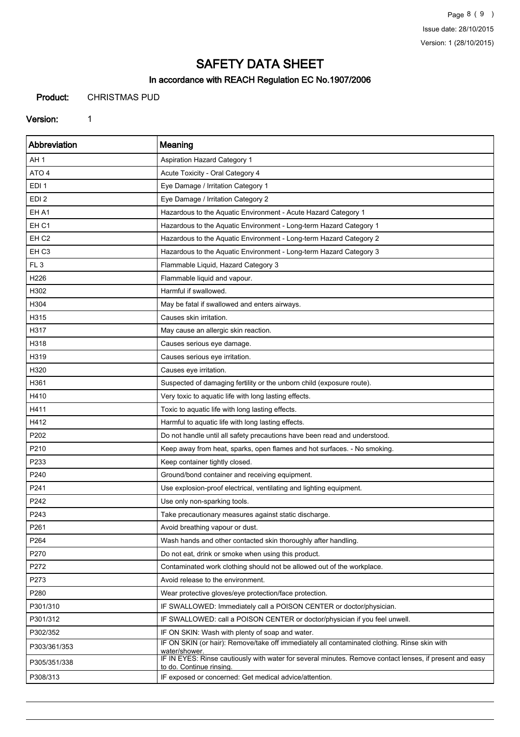# SAFETY DATA SHEET

## In accordance with REACH Regulation EC No.1907/2006

**Product:** CHRISTMAS PUD

**Version:** 1

| Abbreviation | Meaning |
|---|---|
| AH 1 | Aspiration Hazard Category 1 |
| ATO 4 | Acute Toxicity - Oral Category 4 |
| EDI 1 | Eye Damage / Irritation Category 1 |
| EDI 2 | Eye Damage / Irritation Category 2 |
| EH A1 | Hazardous to the Aquatic Environment - Acute Hazard Category 1 |
| EH C1 | Hazardous to the Aquatic Environment - Long-term Hazard Category 1 |
| EH C2 | Hazardous to the Aquatic Environment - Long-term Hazard Category 2 |
| EH C3 | Hazardous to the Aquatic Environment - Long-term Hazard Category 3 |
| FL 3 | Flammable Liquid, Hazard Category 3 |
| H226 | Flammable liquid and vapour. |
| H302 | Harmful if swallowed. |
| H304 | May be fatal if swallowed and enters airways. |
| H315 | Causes skin irritation. |
| H317 | May cause an allergic skin reaction. |
| H318 | Causes serious eye damage. |
| H319 | Causes serious eye irritation. |
| H320 | Causes eye irritation. |
| H361 | Suspected of damaging fertility or the unborn child (exposure route). |
| H410 | Very toxic to aquatic life with long lasting effects. |
| H411 | Toxic to aquatic life with long lasting effects. |
| H412 | Harmful to aquatic life with long lasting effects. |
| P202 | Do not handle until all safety precautions have been read and understood. |
| P210 | Keep away from heat, sparks, open flames and hot surfaces. - No smoking. |
| P233 | Keep container tightly closed. |
| P240 | Ground/bond container and receiving equipment. |
| P241 | Use explosion-proof electrical, ventilating and lighting equipment. |
| P242 | Use only non-sparking tools. |
| P243 | Take precautionary measures against static discharge. |
| P261 | Avoid breathing vapour or dust. |
| P264 | Wash hands and other contacted skin thoroughly after handling. |
| P270 | Do not eat, drink or smoke when using this product. |
| P272 | Contaminated work clothing should not be allowed out of the workplace. |
| P273 | Avoid release to the environment. |
| P280 | Wear protective gloves/eye protection/face protection. |
| P301/310 | IF SWALLOWED: Immediately call a POISON CENTER or doctor/physician. |
| P301/312 | IF SWALLOWED: call a POISON CENTER or doctor/physician if you feel unwell. |
| P302/352 | IF ON SKIN: Wash with plenty of soap and water. |
| P303/361/353 | IF ON SKIN (or hair): Remove/take off immediately all contaminated clothing. Rinse skin with water/shower. |
| P305/351/338 | IF IN EYES: Rinse cautiously with water for several minutes. Remove contact lenses, if present and easy to do. Continue rinsing. |
| P308/313 | IF exposed or concerned: Get medical advice/attention. |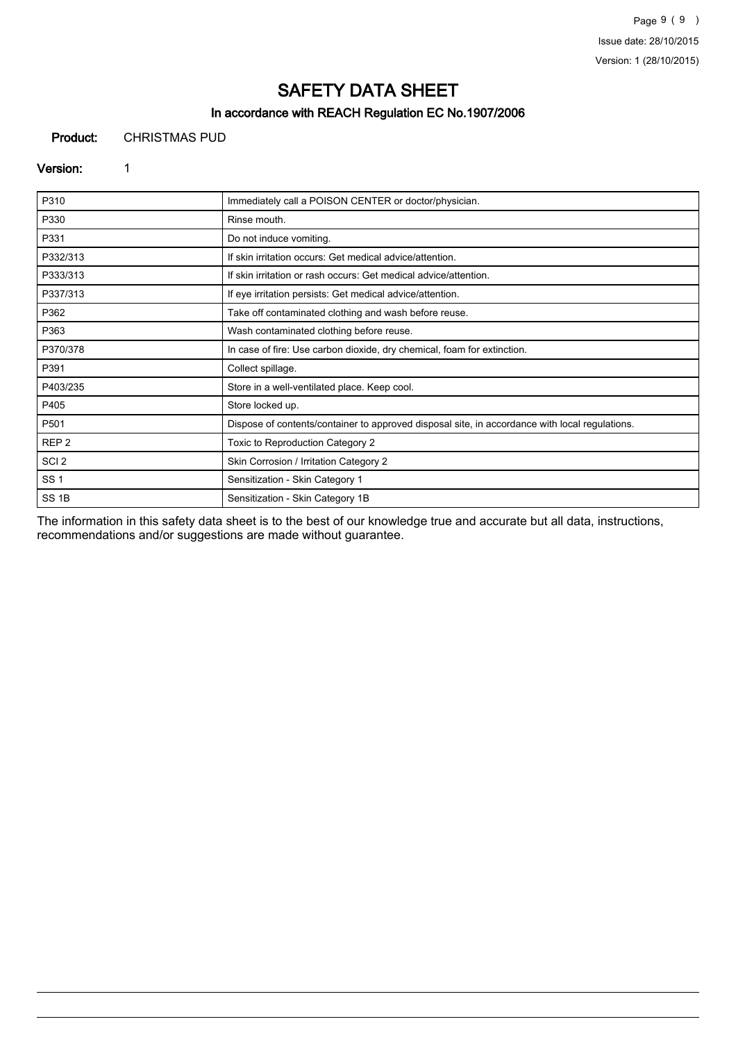# SAFETY DATA SHEET

## In accordance with REACH Regulation EC No.1907/2006

**Product:** CHRISTMAS PUD

**Version:** 1

| | |
|---|---|
| P310 | Immediately call a POISON CENTER or doctor/physician. |
| P330 | Rinse mouth. |
| P331 | Do not induce vomiting. |
| P332/313 | If skin irritation occurs: Get medical advice/attention. |
| P333/313 | If skin irritation or rash occurs: Get medical advice/attention. |
| P337/313 | If eye irritation persists: Get medical advice/attention. |
| P362 | Take off contaminated clothing and wash before reuse. |
| P363 | Wash contaminated clothing before reuse. |
| P370/378 | In case of fire: Use carbon dioxide, dry chemical, foam for extinction. |
| P391 | Collect spillage. |
| P403/235 | Store in a well-ventilated place. Keep cool. |
| P405 | Store locked up. |
| P501 | Dispose of contents/container to approved disposal site, in accordance with local regulations. |
| REP 2 | Toxic to Reproduction Category 2 |
| SCI 2 | Skin Corrosion / Irritation Category 2 |
| SS 1 | Sensitization - Skin Category 1 |
| SS 1B | Sensitization - Skin Category 1B |

The information in this safety data sheet is to the best of our knowledge true and accurate but all data, instructions, recommendations and/or suggestions are made without guarantee.